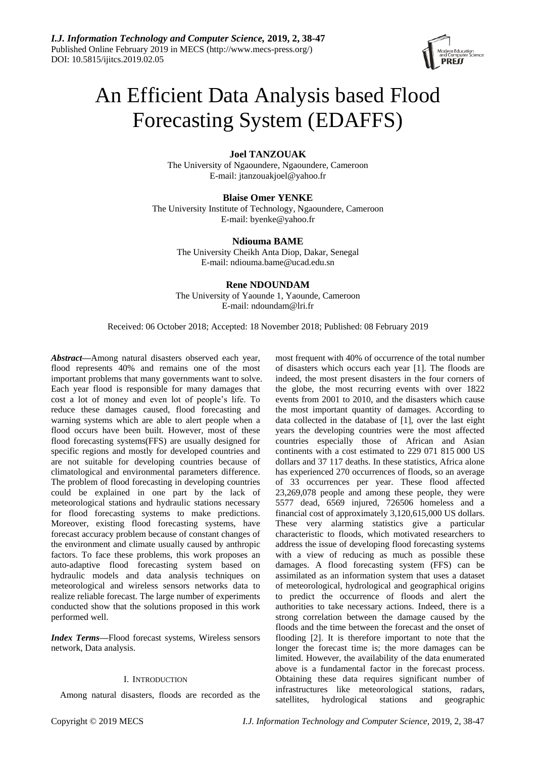# An Efficient Data Analysis based Flood Forecasting System (EDAFFS)

**Joel TANZOUAK**
The University of Ngaoundere, Ngaoundere, Cameroon
E-mail: jtanzouakjoel@yahoo.fr

**Blaise Omer YENKE**
The University Institute of Technology, Ngaoundere, Cameroon
E-mail: byenke@yahoo.fr

**Ndiouma BAME**
The University Cheikh Anta Diop, Dakar, Senegal
E-mail: ndiouma.bame@ucad.edu.sn

**Rene NDOUNDAM**
The University of Yaounde 1, Yaounde, Cameroon
E-mail: ndoundam@lri.fr

Received: 06 October 2018; Accepted: 18 November 2018; Published: 08 February 2019

***Abstract*—**Among natural disasters observed each year, flood represents 40% and remains one of the most important problems that many governments want to solve. Each year flood is responsible for many damages that cost a lot of money and even lot of people's life. To reduce these damages caused, flood forecasting and warning systems which are able to alert people when a flood occurs have been built. However, most of these flood forecasting systems(FFS) are usually designed for specific regions and mostly for developed countries and are not suitable for developing countries because of climatological and environmental parameters difference. The problem of flood forecasting in developing countries could be explained in one part by the lack of meteorological stations and hydraulic stations necessary for flood forecasting systems to make predictions. Moreover, existing flood forecasting systems, have forecast accuracy problem because of constant changes of the environment and climate usually caused by anthropic factors. To face these problems, this work proposes an auto-adaptive flood forecasting system based on hydraulic models and data analysis techniques on meteorological and wireless sensors networks data to realize reliable forecast. The large number of experiments conducted show that the solutions proposed in this work performed well.

***Index Terms*—**Flood forecast systems, Wireless sensors network, Data analysis.

## I. Introduction

Among natural disasters, floods are recorded as the most frequent with 40% of occurrence of the total number of disasters which occurs each year [1]. The floods are indeed, the most present disasters in the four corners of the globe, the most recurring events with over 1822 events from 2001 to 2010, and the disasters which cause the most important quantity of damages. According to data collected in the database of [1], over the last eight years the developing countries were the most affected countries especially those of African and Asian continents with a cost estimated to 229 071 815 000 US dollars and 37 117 deaths. In these statistics, Africa alone has experienced 270 occurrences of floods, so an average of 33 occurrences per year. These flood affected 23,269,078 people and among these people, they were 5577 dead, 6569 injured, 726506 homeless and a financial cost of approximately 3,120,615,000 US dollars. These very alarming statistics give a particular characteristic to floods, which motivated researchers to address the issue of developing flood forecasting systems with a view of reducing as much as possible these damages. A flood forecasting system (FFS) can be assimilated as an information system that uses a dataset of meteorological, hydrological and geographical origins to predict the occurrence of floods and alert the authorities to take necessary actions. Indeed, there is a strong correlation between the damage caused by the floods and the time between the forecast and the onset of flooding [2]. It is therefore important to note that the longer the forecast time is; the more damages can be limited. However, the availability of the data enumerated above is a fundamental factor in the forecast process. Obtaining these data requires significant number of infrastructures like meteorological stations, radars, satellites, hydrological stations and geographic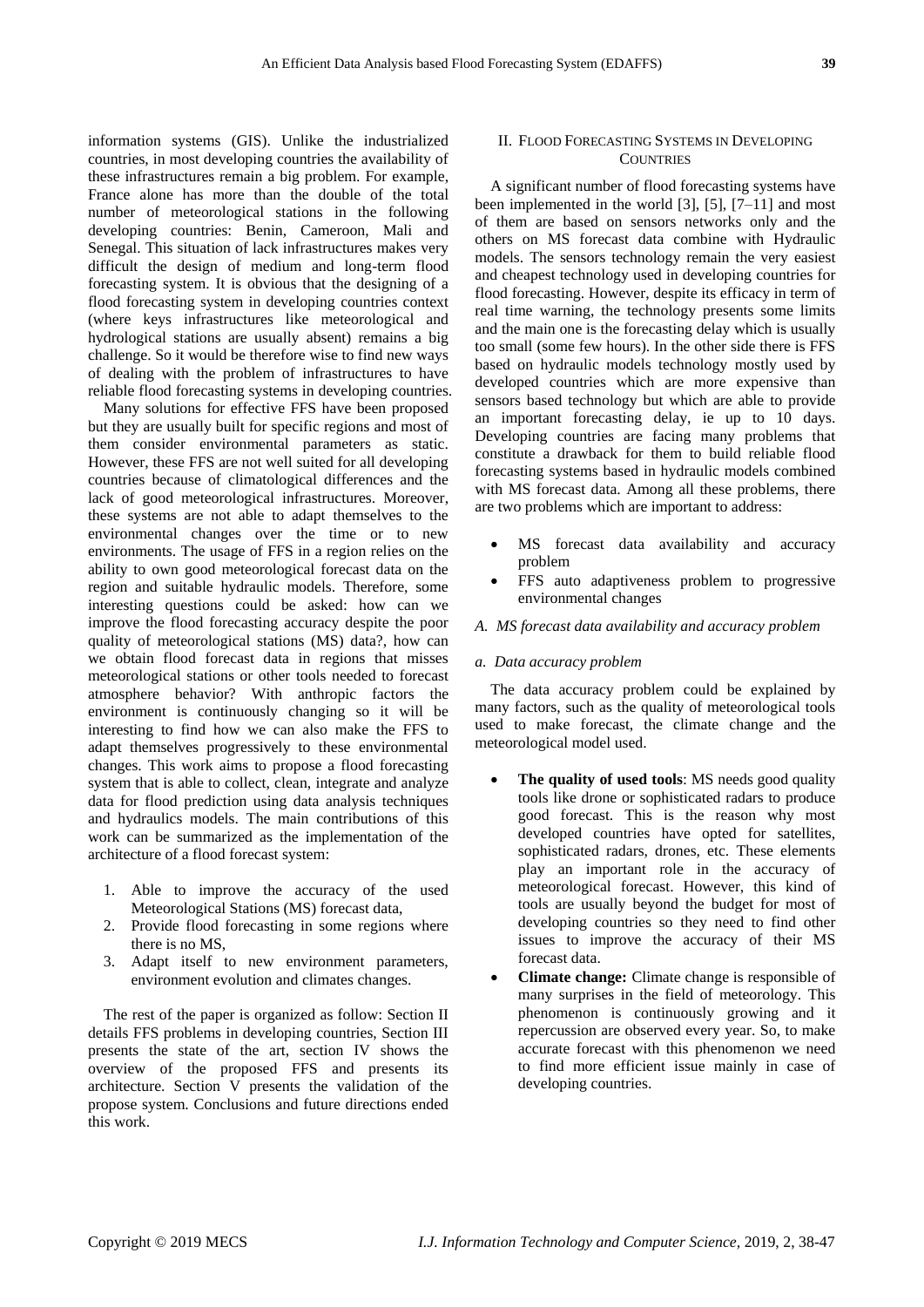information systems (GIS). Unlike the industrialized countries, in most developing countries the availability of these infrastructures remain a big problem. For example, France alone has more than the double of the total number of meteorological stations in the following developing countries: Benin, Cameroon, Mali and Senegal. This situation of lack infrastructures makes very difficult the design of medium and long-term flood forecasting system. It is obvious that the designing of a flood forecasting system in developing countries context (where keys infrastructures like meteorological and hydrological stations are usually absent) remains a big challenge. So it would be therefore wise to find new ways of dealing with the problem of infrastructures to have reliable flood forecasting systems in developing countries.

Many solutions for effective FFS have been proposed but they are usually built for specific regions and most of them consider environmental parameters as static. However, these FFS are not well suited for all developing countries because of climatological differences and the lack of good meteorological infrastructures. Moreover, these systems are not able to adapt themselves to the environmental changes over the time or to new environments. The usage of FFS in a region relies on the ability to own good meteorological forecast data on the region and suitable hydraulic models. Therefore, some interesting questions could be asked: how can we improve the flood forecasting accuracy despite the poor quality of meteorological stations (MS) data?, how can we obtain flood forecast data in regions that misses meteorological stations or other tools needed to forecast atmosphere behavior? With anthropic factors the environment is continuously changing so it will be interesting to find how we can also make the FFS to adapt themselves progressively to these environmental changes. This work aims to propose a flood forecasting system that is able to collect, clean, integrate and analyze data for flood prediction using data analysis techniques and hydraulics models. The main contributions of this work can be summarized as the implementation of the architecture of a flood forecast system:

1. Able to improve the accuracy of the used Meteorological Stations (MS) forecast data,
2. Provide flood forecasting in some regions where there is no MS,
3. Adapt itself to new environment parameters, environment evolution and climates changes.

The rest of the paper is organized as follow: Section II details FFS problems in developing countries, Section III presents the state of the art, section IV shows the overview of the proposed FFS and presents its architecture. Section V presents the validation of the propose system. Conclusions and future directions ended this work.

## II. Flood Forecasting Systems in Developing Countries

A significant number of flood forecasting systems have been implemented in the world [3], [5], [7–11] and most of them are based on sensors networks only and the others on MS forecast data combine with Hydraulic models. The sensors technology remain the very easiest and cheapest technology used in developing countries for flood forecasting. However, despite its efficacy in term of real time warning, the technology presents some limits and the main one is the forecasting delay which is usually too small (some few hours). In the other side there is FFS based on hydraulic models technology mostly used by developed countries which are more expensive than sensors based technology but which are able to provide an important forecasting delay, ie up to 10 days. Developing countries are facing many problems that constitute a drawback for them to build reliable flood forecasting systems based in hydraulic models combined with MS forecast data. Among all these problems, there are two problems which are important to address:

- MS forecast data availability and accuracy problem
- FFS auto adaptiveness problem to progressive environmental changes

### *A. MS forecast data availability and accuracy problem*

#### *a. Data accuracy problem*

The data accuracy problem could be explained by many factors, such as the quality of meteorological tools used to make forecast, the climate change and the meteorological model used.

- **The quality of used tools**: MS needs good quality tools like drone or sophisticated radars to produce good forecast. This is the reason why most developed countries have opted for satellites, sophisticated radars, drones, etc. These elements play an important role in the accuracy of meteorological forecast. However, this kind of tools are usually beyond the budget for most of developing countries so they need to find other issues to improve the accuracy of their MS forecast data.
- **Climate change:** Climate change is responsible of many surprises in the field of meteorology. This phenomenon is continuously growing and it repercussion are observed every year. So, to make accurate forecast with this phenomenon we need to find more efficient issue mainly in case of developing countries.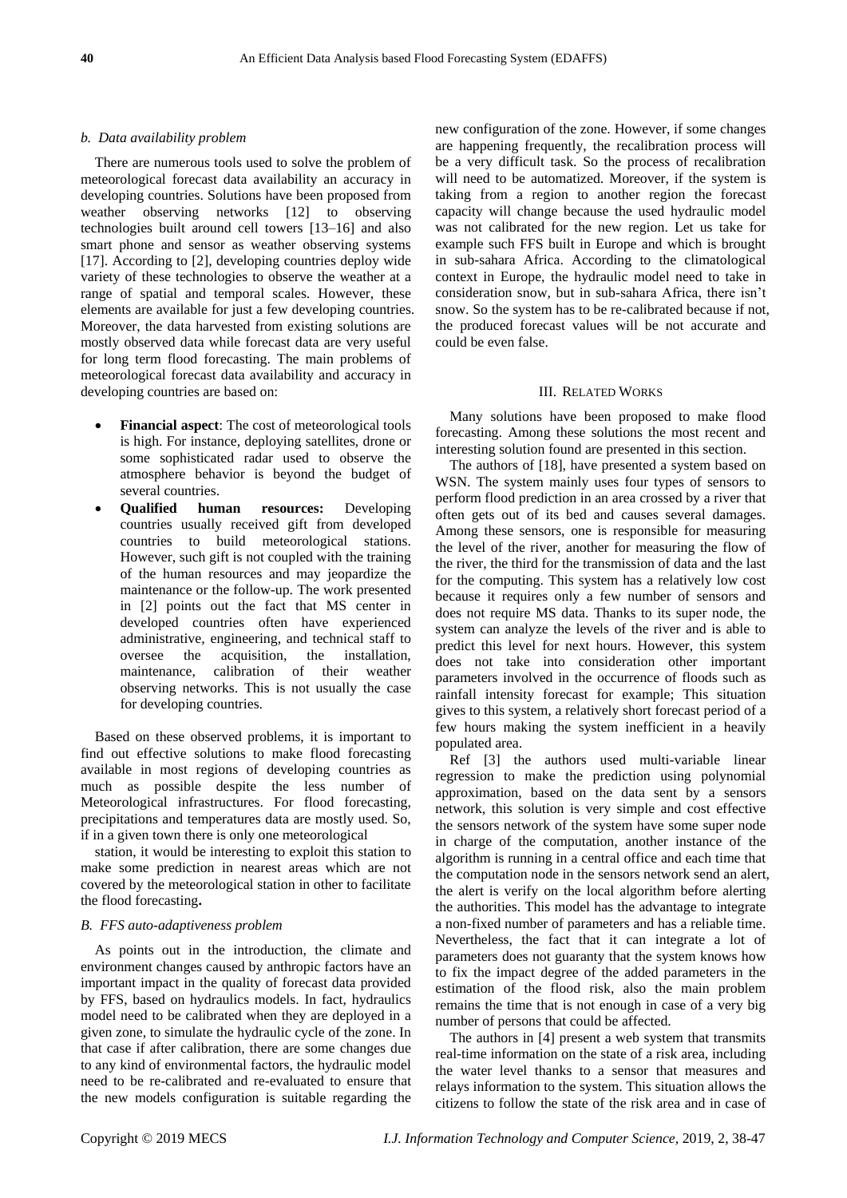### *b. Data availability problem*

There are numerous tools used to solve the problem of meteorological forecast data availability an accuracy in developing countries. Solutions have been proposed from weather observing networks [12] to observing technologies built around cell towers [13–16] and also smart phone and sensor as weather observing systems [17]. According to [2], developing countries deploy wide variety of these technologies to observe the weather at a range of spatial and temporal scales. However, these elements are available for just a few developing countries. Moreover, the data harvested from existing solutions are mostly observed data while forecast data are very useful for long term flood forecasting. The main problems of meteorological forecast data availability and accuracy in developing countries are based on:

- **Financial aspect**: The cost of meteorological tools is high. For instance, deploying satellites, drone or some sophisticated radar used to observe the atmosphere behavior is beyond the budget of several countries.
- **Qualified human resources:** Developing countries usually received gift from developed countries to build meteorological stations. However, such gift is not coupled with the training of the human resources and may jeopardize the maintenance or the follow-up. The work presented in [2] points out the fact that MS center in developed countries often have experienced administrative, engineering, and technical staff to oversee the acquisition, the installation, maintenance, calibration of their weather observing networks. This is not usually the case for developing countries.

Based on these observed problems, it is important to find out effective solutions to make flood forecasting available in most regions of developing countries as much as possible despite the less number of Meteorological infrastructures. For flood forecasting, precipitations and temperatures data are mostly used. So, if in a given town there is only one meteorological

station, it would be interesting to exploit this station to make some prediction in nearest areas which are not covered by the meteorological station in other to facilitate the flood forecasting**.**

### *B. FFS auto-adaptiveness problem*

As points out in the introduction, the climate and environment changes caused by anthropic factors have an important impact in the quality of forecast data provided by FFS, based on hydraulics models. In fact, hydraulics model need to be calibrated when they are deployed in a given zone, to simulate the hydraulic cycle of the zone. In that case if after calibration, there are some changes due to any kind of environmental factors, the hydraulic model need to be re-calibrated and re-evaluated to ensure that the new models configuration is suitable regarding the new configuration of the zone. However, if some changes are happening frequently, the recalibration process will be a very difficult task. So the process of recalibration will need to be automatized. Moreover, if the system is taking from a region to another region the forecast capacity will change because the used hydraulic model was not calibrated for the new region. Let us take for example such FFS built in Europe and which is brought in sub-sahara Africa. According to the climatological context in Europe, the hydraulic model need to take in consideration snow, but in sub-sahara Africa, there isn't snow. So the system has to be re-calibrated because if not, the produced forecast values will be not accurate and could be even false.

## III. Related Works

Many solutions have been proposed to make flood forecasting. Among these solutions the most recent and interesting solution found are presented in this section.

The authors of [18], have presented a system based on WSN. The system mainly uses four types of sensors to perform flood prediction in an area crossed by a river that often gets out of its bed and causes several damages. Among these sensors, one is responsible for measuring the level of the river, another for measuring the flow of the river, the third for the transmission of data and the last for the computing. This system has a relatively low cost because it requires only a few number of sensors and does not require MS data. Thanks to its super node, the system can analyze the levels of the river and is able to predict this level for next hours. However, this system does not take into consideration other important parameters involved in the occurrence of floods such as rainfall intensity forecast for example; This situation gives to this system, a relatively short forecast period of a few hours making the system inefficient in a heavily populated area.

Ref [3] the authors used multi-variable linear regression to make the prediction using polynomial approximation, based on the data sent by a sensors network, this solution is very simple and cost effective the sensors network of the system have some super node in charge of the computation, another instance of the algorithm is running in a central office and each time that the computation node in the sensors network send an alert, the alert is verify on the local algorithm before alerting the authorities. This model has the advantage to integrate a non-fixed number of parameters and has a reliable time. Nevertheless, the fact that it can integrate a lot of parameters does not guaranty that the system knows how to fix the impact degree of the added parameters in the estimation of the flood risk, also the main problem remains the time that is not enough in case of a very big number of persons that could be affected.

The authors in [4] present a web system that transmits real-time information on the state of a risk area, including the water level thanks to a sensor that measures and relays information to the system. This situation allows the citizens to follow the state of the risk area and in case of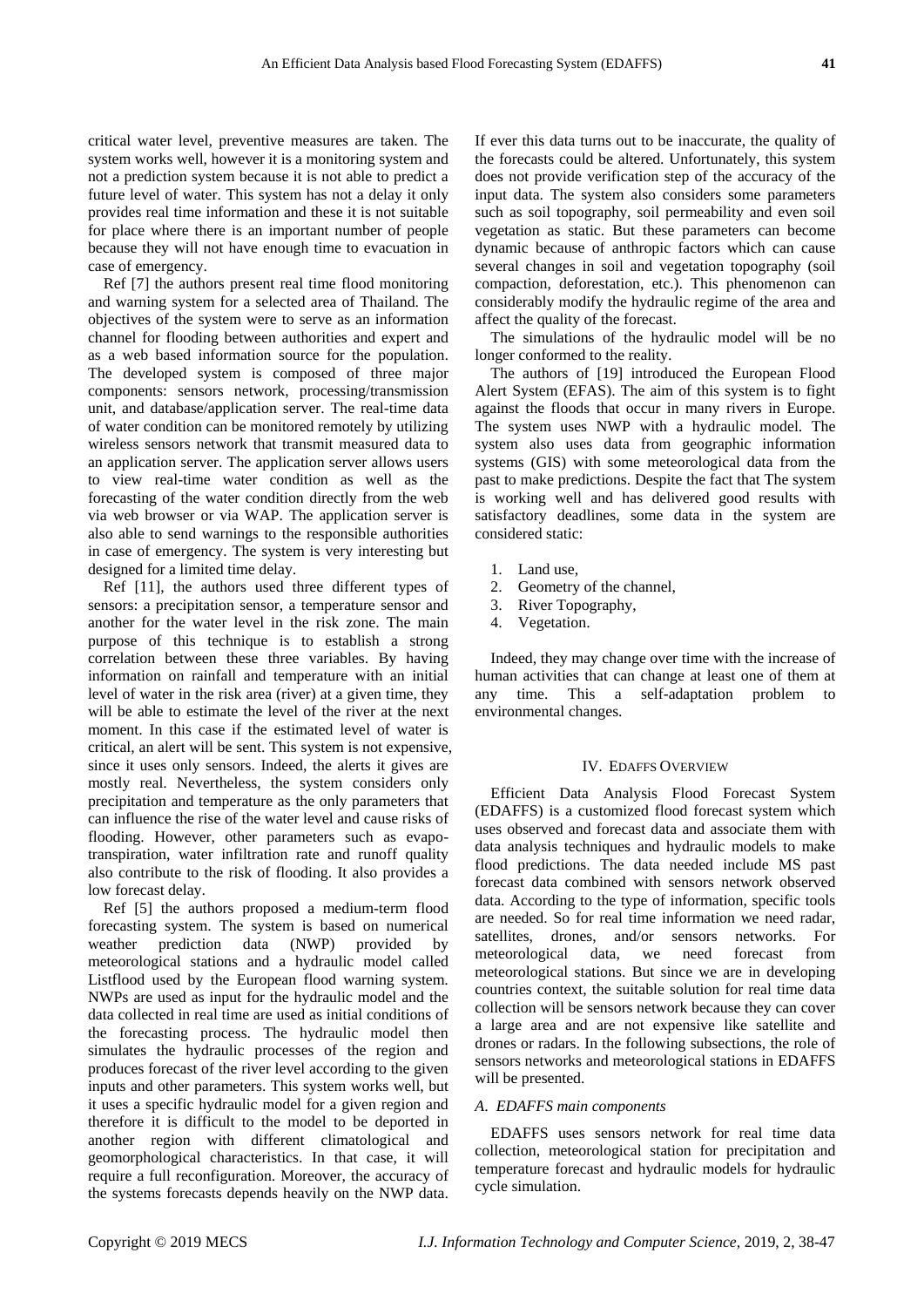critical water level, preventive measures are taken. The system works well, however it is a monitoring system and not a prediction system because it is not able to predict a future level of water. This system has not a delay it only provides real time information and these it is not suitable for place where there is an important number of people because they will not have enough time to evacuation in case of emergency.

Ref [7] the authors present real time flood monitoring and warning system for a selected area of Thailand. The objectives of the system were to serve as an information channel for flooding between authorities and expert and as a web based information source for the population. The developed system is composed of three major components: sensors network, processing/transmission unit, and database/application server. The real-time data of water condition can be monitored remotely by utilizing wireless sensors network that transmit measured data to an application server. The application server allows users to view real-time water condition as well as the forecasting of the water condition directly from the web via web browser or via WAP. The application server is also able to send warnings to the responsible authorities in case of emergency. The system is very interesting but designed for a limited time delay.

Ref [11], the authors used three different types of sensors: a precipitation sensor, a temperature sensor and another for the water level in the risk zone. The main purpose of this technique is to establish a strong correlation between these three variables. By having information on rainfall and temperature with an initial level of water in the risk area (river) at a given time, they will be able to estimate the level of the river at the next moment. In this case if the estimated level of water is critical, an alert will be sent. This system is not expensive, since it uses only sensors. Indeed, the alerts it gives are mostly real. Nevertheless, the system considers only precipitation and temperature as the only parameters that can influence the rise of the water level and cause risks of flooding. However, other parameters such as evapo-transpiration, water infiltration rate and runoff quality also contribute to the risk of flooding. It also provides a low forecast delay.

Ref [5] the authors proposed a medium-term flood forecasting system. The system is based on numerical weather prediction data (NWP) provided by meteorological stations and a hydraulic model called Listflood used by the European flood warning system. NWPs are used as input for the hydraulic model and the data collected in real time are used as initial conditions of the forecasting process. The hydraulic model then simulates the hydraulic processes of the region and produces forecast of the river level according to the given inputs and other parameters. This system works well, but it uses a specific hydraulic model for a given region and therefore it is difficult to the model to be deported in another region with different climatological and geomorphological characteristics. In that case, it will require a full reconfiguration. Moreover, the accuracy of the systems forecasts depends heavily on the NWP data. If ever this data turns out to be inaccurate, the quality of the forecasts could be altered. Unfortunately, this system does not provide verification step of the accuracy of the input data. The system also considers some parameters such as soil topography, soil permeability and even soil vegetation as static. But these parameters can become dynamic because of anthropic factors which can cause several changes in soil and vegetation topography (soil compaction, deforestation, etc.). This phenomenon can considerably modify the hydraulic regime of the area and affect the quality of the forecast.

The simulations of the hydraulic model will be no longer conformed to the reality.

The authors of [19] introduced the European Flood Alert System (EFAS). The aim of this system is to fight against the floods that occur in many rivers in Europe. The system uses NWP with a hydraulic model. The system also uses data from geographic information systems (GIS) with some meteorological data from the past to make predictions. Despite the fact that The system is working well and has delivered good results with satisfactory deadlines, some data in the system are considered static:

1. Land use,
2. Geometry of the channel,
3. River Topography,
4. Vegetation.

Indeed, they may change over time with the increase of human activities that can change at least one of them at any time. This a self-adaptation problem to environmental changes.

## IV. EDAFFS Overview

Efficient Data Analysis Flood Forecast System (EDAFFS) is a customized flood forecast system which uses observed and forecast data and associate them with data analysis techniques and hydraulic models to make flood predictions. The data needed include MS past forecast data combined with sensors network observed data. According to the type of information, specific tools are needed. So for real time information we need radar, satellites, drones, and/or sensors networks. For meteorological data, we need forecast from meteorological stations. But since we are in developing countries context, the suitable solution for real time data collection will be sensors network because they can cover a large area and are not expensive like satellite and drones or radars. In the following subsections, the role of sensors networks and meteorological stations in EDAFFS will be presented.

### *A. EDAFFS main components*

EDAFFS uses sensors network for real time data collection, meteorological station for precipitation and temperature forecast and hydraulic models for hydraulic cycle simulation.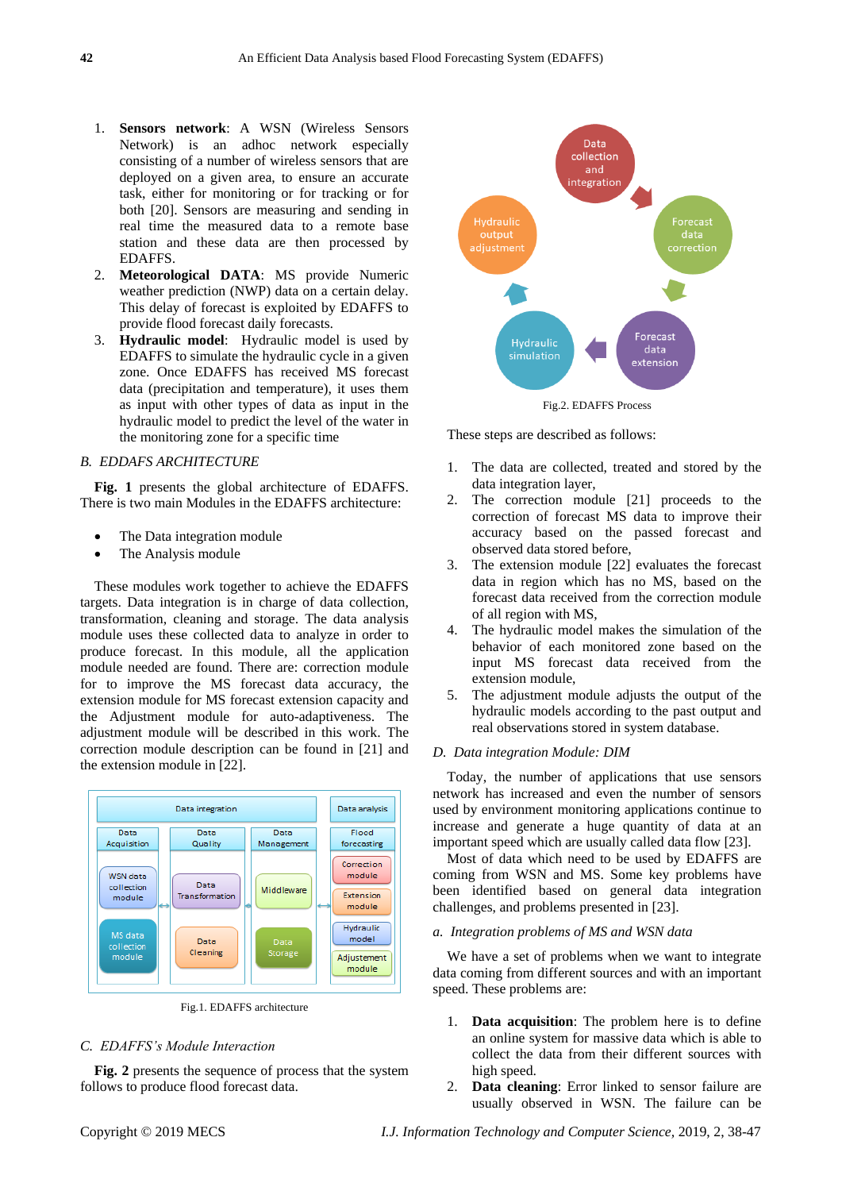1. **Sensors network**: A WSN (Wireless Sensors Network) is an adhoc network especially consisting of a number of wireless sensors that are deployed on a given area, to ensure an accurate task, either for monitoring or for tracking or for both [20]. Sensors are measuring and sending in real time the measured data to a remote base station and these data are then processed by EDAFFS.
2. **Meteorological DATA**: MS provide Numeric weather prediction (NWP) data on a certain delay. This delay of forecast is exploited by EDAFFS to provide flood forecast daily forecasts.
3. **Hydraulic model**: Hydraulic model is used by EDAFFS to simulate the hydraulic cycle in a given zone. Once EDAFFS has received MS forecast data (precipitation and temperature), it uses them as input with other types of data as input in the hydraulic model to predict the level of the water in the monitoring zone for a specific time

### *B. EDDAFS ARCHITECTURE*

**Fig. 1** presents the global architecture of EDAFFS. There is two main Modules in the EDAFFS architecture:

- The Data integration module
- The Analysis module

These modules work together to achieve the EDAFFS targets. Data integration is in charge of data collection, transformation, cleaning and storage. The data analysis module uses these collected data to analyze in order to produce flood forecast. In this module, all the application module needed are found. There are: correction module for to improve the MS forecast data accuracy, the extension module for MS forecast extension capacity and the Adjustment module for auto-adaptiveness. The adjustment module will be described in this work. The correction module description can be found in [21] and the extension module in [22].

Fig.1. EDAFFS architecture

### *C. EDAFFS's Module Interaction*

**Fig. 2** presents the sequence of process that the system follows to produce flood forecast data.

Fig.2. EDAFFS Process

These steps are described as follows:

1. The data are collected, treated and stored by the data integration layer,
2. The correction module [21] proceeds to the correction of forecast MS data to improve their accuracy based on the passed forecast and observed data stored before,
3. The extension module [22] evaluates the forecast data in region which has no MS, based on the forecast data received from the correction module of all region with MS,
4. The hydraulic model makes the simulation of the behavior of each monitored zone based on the input MS forecast data received from the extension module,
5. The adjustment module adjusts the output of the hydraulic models according to the past output and real observations stored in system database.

### *D. Data integration Module: DIM*

Today, the number of applications that use sensors network has increased and even the number of sensors used by environment monitoring applications continue to increase and generate a huge quantity of data at an important speed which are usually called data flow [23].

Most of data which need to be used by EDAFFS are coming from WSN and MS. Some key problems have been identified based on general data integration challenges, and problems presented in [23].

#### *a. Integration problems of MS and WSN data*

We have a set of problems when we want to integrate data coming from different sources and with an important speed. These problems are:

1. **Data acquisition**: The problem here is to define an online system for massive data which is able to collect the data from their different sources with high speed.
2. **Data cleaning**: Error linked to sensor failure are usually observed in WSN. The failure can be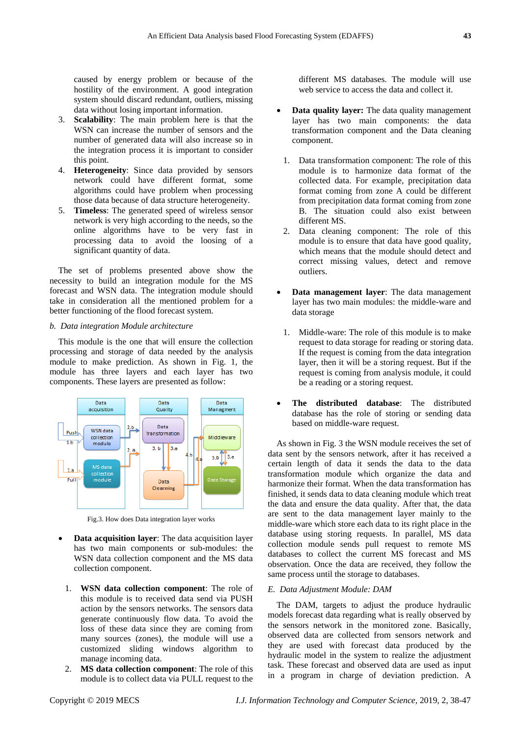caused by energy problem or because of the hostility of the environment. A good integration system should discard redundant, outliers, missing data without losing important information.

3. **Scalability**: The main problem here is that the WSN can increase the number of sensors and the number of generated data will also increase so in the integration process it is important to consider this point.
4. **Heterogeneity**: Since data provided by sensors network could have different format, some algorithms could have problem when processing those data because of data structure heterogeneity.
5. **Timeless**: The generated speed of wireless sensor network is very high according to the needs, so the online algorithms have to be very fast in processing data to avoid the loosing of a significant quantity of data.

The set of problems presented above show the necessity to build an integration module for the MS forecast and WSN data. The integration module should take in consideration all the mentioned problem for a better functioning of the flood forecast system.

*b. Data integration Module architecture*

This module is the one that will ensure the collection processing and storage of data needed by the analysis module to make prediction. As shown in Fig. 1, the module has three layers and each layer has two components. These layers are presented as follow:

Fig.3. How does Data integration layer works

- **Data acquisition layer**: The data acquisition layer has two main components or sub-modules: the WSN data collection component and the MS data collection component.

1. **WSN data collection component**: The role of this module is to received data send via PUSH action by the sensors networks. The sensors data generate continuously flow data. To avoid the loss of these data since they are coming from many sources (zones), the module will use a customized sliding windows algorithm to manage incoming data.
2. **MS data collection component**: The role of this module is to collect data via PULL request to the different MS databases. The module will use web service to access the data and collect it.

- **Data quality layer:** The data quality management layer has two main components: the data transformation component and the Data cleaning component.

1. Data transformation component: The role of this module is to harmonize data format of the collected data. For example, precipitation data format coming from zone A could be different from precipitation data format coming from zone B. The situation could also exist between different MS.
2. Data cleaning component: The role of this module is to ensure that data have good quality, which means that the module should detect and correct missing values, detect and remove outliers.

- **Data management layer**: The data management layer has two main modules: the middle-ware and data storage

1. Middle-ware: The role of this module is to make request to data storage for reading or storing data. If the request is coming from the data integration layer, then it will be a storing request. But if the request is coming from analysis module, it could be a reading or a storing request.

- **The distributed database**: The distributed database has the role of storing or sending data based on middle-ware request.

As shown in Fig. 3 the WSN module receives the set of data sent by the sensors network, after it has received a certain length of data it sends the data to the data transformation module which organize the data and harmonize their format. When the data transformation has finished, it sends the data to data cleaning module which treat the data and ensure the data quality. After that, the data are sent to the data management layer mainly to the middle-ware which store each data to its right place in the database using storing requests. In parallel, MS data collection module sends pull request to remote MS databases to collect the current MS forecast and MS observation. Once the data are received, they follow the same process until the storage to databases.

*E. Data Adjustment Module: DAM*

The DAM, targets to adjust the produce hydraulic models forecast data regarding what is really observed by the sensors network in the monitored zone. Basically, observed data are collected from sensors network and they are used with forecast data produced by the hydraulic model in the system to realize the adjustment task. These forecast and observed data are used as input in a program in charge of deviation prediction. A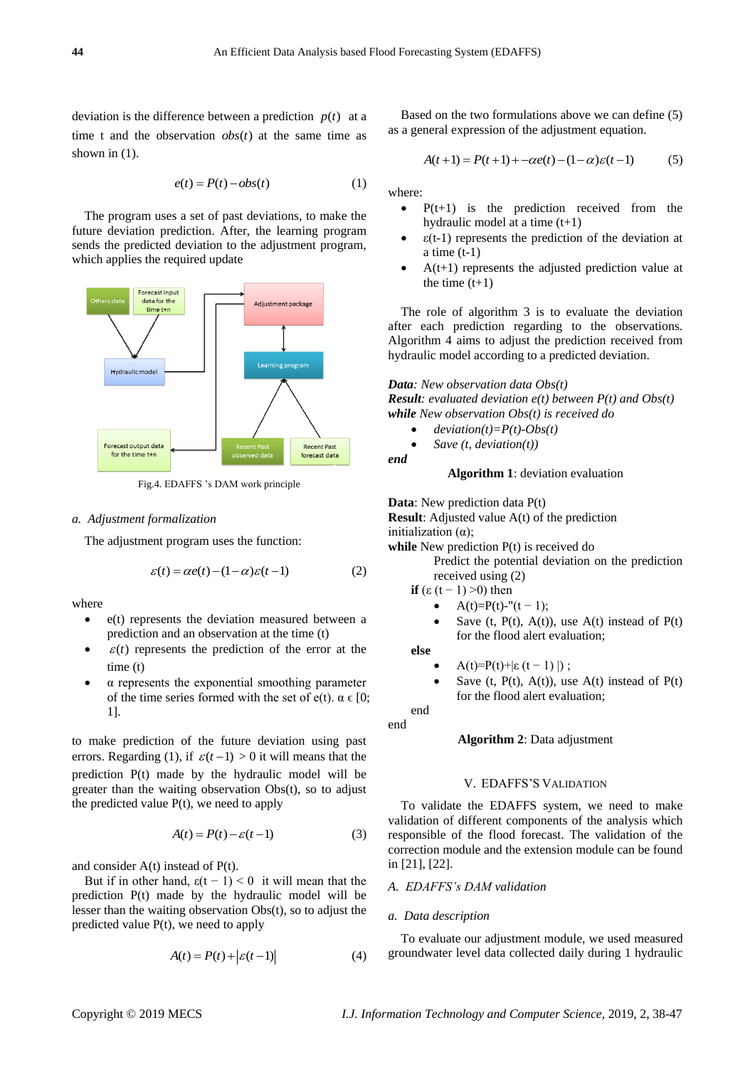deviation is the difference between a prediction $p(t)$ at a time t and the observation $obs(t)$ at the same time as shown in (1).

$$e(t) = P(t) - obs(t) \quad (1)$$

The program uses a set of past deviations, to make the future deviation prediction. After, the learning program sends the predicted deviation to the adjustment program, which applies the required update

Fig.4. EDAFFS 's DAM work principle

*a. Adjustment formalization*

The adjustment program uses the function:

$$\varepsilon(t) = \alpha e(t) - (1-\alpha)\varepsilon(t-1) \quad (2)$$

where

- e(t) represents the deviation measured between a prediction and an observation at the time (t)
- $\varepsilon(t)$ represents the prediction of the error at the time (t)
- α represents the exponential smoothing parameter of the time series formed with the set of e(t). α ϵ [0; 1].

to make prediction of the future deviation using past errors. Regarding (1), if $\varepsilon(t-1) > 0$ it will means that the prediction P(t) made by the hydraulic model will be greater than the waiting observation Obs(t), so to adjust the predicted value P(t), we need to apply

$$A(t) = P(t) - \varepsilon(t-1) \quad (3)$$

and consider A(t) instead of P(t).

But if in other hand, $\varepsilon(t-1) < 0$ it will mean that the prediction P(t) made by the hydraulic model will be lesser than the waiting observation Obs(t), so to adjust the predicted value P(t), we need to apply

$$A(t) = P(t) + |\varepsilon(t-1)| \quad (4)$$

Based on the two formulations above we can define (5) as a general expression of the adjustment equation.

$$A(t+1) = P(t+1) + -\alpha e(t) - (1-\alpha)\varepsilon(t-1) \quad (5)$$

where:

- P(t+1) is the prediction received from the hydraulic model at a time (t+1)
- ε(t-1) represents the prediction of the deviation at a time (t-1)
- A(t+1) represents the adjusted prediction value at the time (t+1)

The role of algorithm 3 is to evaluate the deviation after each prediction regarding to the observations. Algorithm 4 aims to adjust the prediction received from hydraulic model according to a predicted deviation.

***Data****: New observation data Obs(t)*
***Result****: evaluated deviation e(t) between P(t) and Obs(t)*
***while*** *New observation Obs(t) is received do*

- *deviation(t)=P(t)-Obs(t)*
- *Save (t, deviation(t))*

***end***

**Algorithm 1**: deviation evaluation

**Data**: New prediction data P(t)
**Result**: Adjusted value A(t) of the prediction
initialization (α);
**while** New prediction P(t) is received do
Predict the potential deviation on the prediction received using (2)
**if** (ε (t − 1) >0) then

- A(t)=P(t)-"(t − 1);
- Save (t, P(t), A(t)), use A(t) instead of P(t) for the flood alert evaluation;

**else**

- A(t)=P(t)+|ε (t − 1) |) ;
- Save (t, P(t), A(t)), use A(t) instead of P(t) for the flood alert evaluation;

end
end

**Algorithm 2**: Data adjustment

## V. EDAFFS'S VALIDATION

To validate the EDAFFS system, we need to make validation of different components of the analysis which responsible of the flood forecast. The validation of the correction module and the extension module can be found in [21], [22].

### *A. EDAFFS's DAM validation*

*a. Data description*

To evaluate our adjustment module, we used measured groundwater level data collected daily during 1 hydraulic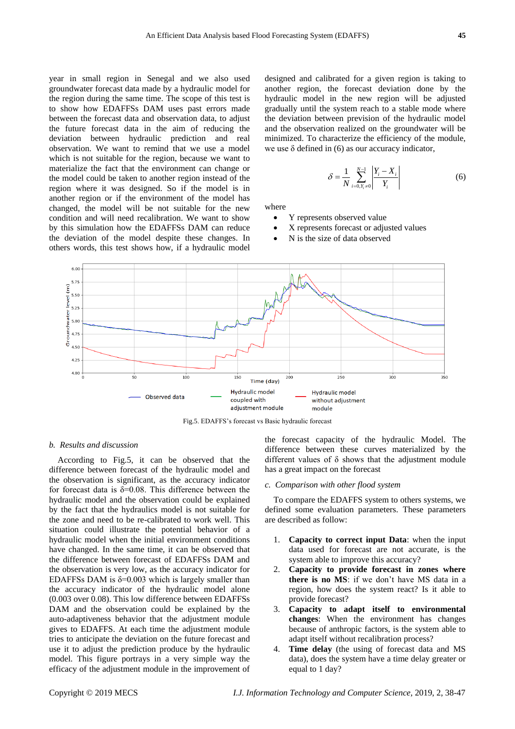year in small region in Senegal and we also used groundwater forecast data made by a hydraulic model for the region during the same time. The scope of this test is to show how EDAFFSs DAM uses past errors made between the forecast data and observation data, to adjust the future forecast data in the aim of reducing the deviation between hydraulic prediction and real observation. We want to remind that we use a model which is not suitable for the region, because we want to materialize the fact that the environment can change or the model could be taken to another region instead of the region where it was designed. So if the model is in another region or if the environment of the model has changed, the model will be not suitable for the new condition and will need recalibration. We want to show by this simulation how the EDAFFSs DAM can reduce the deviation of the model despite these changes. In others words, this test shows how, if a hydraulic model designed and calibrated for a given region is taking to another region, the forecast deviation done by the hydraulic model in the new region will be adjusted gradually until the system reach to a stable mode where the deviation between prevision of the hydraulic model and the observation realized on the groundwater will be minimized. To characterize the efficiency of the module, we use δ defined in (6) as our accuracy indicator,

$$\delta = \frac{1}{N}\sum_{i=0, Y_i \neq 0}^{N-1}\left|\frac{Y_i - X_i}{Y_i}\right| \quad (6)$$

where

- Y represents observed value
- X represents forecast or adjusted values
- N is the size of data observed

Fig.5. EDAFFS's forecast vs Basic hydraulic forecast

### b. Results and discussion

According to Fig.5, it can be observed that the difference between forecast of the hydraulic model and the observation is significant, as the accuracy indicator for forecast data is δ=0.08. This difference between the hydraulic model and the observation could be explained by the fact that the hydraulics model is not suitable for the zone and need to be re-calibrated to work well. This situation could illustrate the potential behavior of a hydraulic model when the initial environment conditions have changed. In the same time, it can be observed that the difference between forecast of EDAFFSs DAM and the observation is very low, as the accuracy indicator for EDAFFSs DAM is δ=0.003 which is largely smaller than the accuracy indicator of the hydraulic model alone (0.003 over 0.08). This low difference between EDAFFSs DAM and the observation could be explained by the auto-adaptiveness behavior that the adjustment module gives to EDAFFS. At each time the adjustment module tries to anticipate the deviation on the future forecast and use it to adjust the prediction produce by the hydraulic model. This figure portrays in a very simple way the efficacy of the adjustment module in the improvement of the forecast capacity of the hydraulic Model. The difference between these curves materialized by the different values of δ shows that the adjustment module has a great impact on the forecast

### c. Comparison with other flood system

To compare the EDAFFS system to others systems, we defined some evaluation parameters. These parameters are described as follow:

1. **Capacity to correct input Data**: when the input data used for forecast are not accurate, is the system able to improve this accuracy?
2. **Capacity to provide forecast in zones where there is no MS**: if we don't have MS data in a region, how does the system react? Is it able to provide forecast?
3. **Capacity to adapt itself to environmental changes**: When the environment has changes because of anthropic factors, is the system able to adapt itself without recalibration process?
4. **Time delay** (the using of forecast data and MS data), does the system have a time delay greater or equal to 1 day?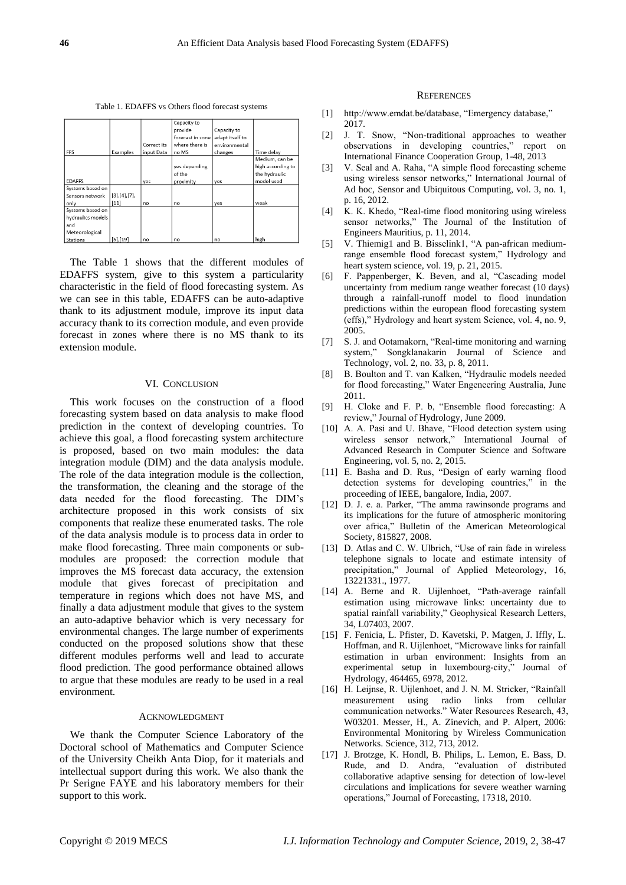Table 1. EDAFFS vs Others flood forecast systems

| FFS | Examples | Correct its input Data | Capacity to provide forecast in zone where there is no MS | Capacity to adapt itself to environmental changes | Time delay |
|---|---|---|---|---|---|
| EDAFFS | | yes | yes depending of the proximity | yes | Medium, can be high according to the hydraulic model used |
| Systems based on Sensors network only | [3],[4],[7],[11] | no | no | yes | weak |
| Systems based on hydraulics models and Meteorological Stations | [5],[19] | no | no | no | high |

The Table 1 shows that the different modules of EDAFFS system, give to this system a particularity characteristic in the field of flood forecasting system. As we can see in this table, EDAFFS can be auto-adaptive thank to its adjustment module, improve its input data accuracy thank to its correction module, and even provide forecast in zones where there is no MS thank to its extension module.

## VI. Conclusion

This work focuses on the construction of a flood forecasting system based on data analysis to make flood prediction in the context of developing countries. To achieve this goal, a flood forecasting system architecture is proposed, based on two main modules: the data integration module (DIM) and the data analysis module. The role of the data integration module is the collection, the transformation, the cleaning and the storage of the data needed for the flood forecasting. The DIM's architecture proposed in this work consists of six components that realize these enumerated tasks. The role of the data analysis module is to process data in order to make flood forecasting. Three main components or sub-modules are proposed: the correction module that improves the MS forecast data accuracy, the extension module that gives forecast of precipitation and temperature in regions which does not have MS, and finally a data adjustment module that gives to the system an auto-adaptive behavior which is very necessary for environmental changes. The large number of experiments conducted on the proposed solutions show that these different modules performs well and lead to accurate flood prediction. The good performance obtained allows to argue that these modules are ready to be used in a real environment.

## Acknowledgment

We thank the Computer Science Laboratory of the Doctoral school of Mathematics and Computer Science of the University Cheikh Anta Diop, for it materials and intellectual support during this work. We also thank the Pr Serigne FAYE and his laboratory members for their support to this work.

## References

[1] http://www.emdat.be/database, "Emergency database," 2017.

[2] J. T. Snow, "Non-traditional approaches to weather observations in developing countries," report on International Finance Cooperation Group, 1-48, 2013

[3] V. Seal and A. Raha, "A simple flood forecasting scheme using wireless sensor networks," International Journal of Ad hoc, Sensor and Ubiquitous Computing, vol. 3, no. 1, p. 16, 2012.

[4] K. K. Khedo, "Real-time flood monitoring using wireless sensor networks," The Journal of the Institution of Engineers Mauritius, p. 11, 2014.

[5] V. Thiemig1 and B. Bisselink1, "A pan-african medium-range ensemble flood forecast system," Hydrology and heart system science, vol. 19, p. 21, 2015.

[6] F. Pappenberger, K. Beven, and al, "Cascading model uncertainty from medium range weather forecast (10 days) through a rainfall-runoff model to flood inundation predictions within the european flood forecasting system (effs)," Hydrology and heart system Science, vol. 4, no. 9, 2005.

[7] S. J. and Ootamakorn, "Real-time monitoring and warning system," Songklanakarin Journal of Science and Technology, vol. 2, no. 33, p. 8, 2011.

[8] B. Boulton and T. van Kalken, "Hydraulic models needed for flood forecasting," Water Engeneering Australia, June 2011.

[9] H. Cloke and F. P. b, "Ensemble flood forecasting: A review," Journal of Hydrology, June 2009.

[10] A. A. Pasi and U. Bhave, "Flood detection system using wireless sensor network," International Journal of Advanced Research in Computer Science and Software Engineering, vol. 5, no. 2, 2015.

[11] E. Basha and D. Rus, "Design of early warning flood detection systems for developing countries," in the proceeding of IEEE, bangalore, India, 2007.

[12] D. J. e. a. Parker, "The amma rawinsonde programs and its implications for the future of atmospheric monitoring over africa," Bulletin of the American Meteorological Society, 815827, 2008.

[13] D. Atlas and C. W. Ulbrich, "Use of rain fade in wireless telephone signals to locate and estimate intensity of precipitation," Journal of Applied Meteorology, 16, 13221331., 1977.

[14] A. Berne and R. Uijlenhoet, "Path-average rainfall estimation using microwave links: uncertainty due to spatial rainfall variability," Geophysical Research Letters, 34, L07403, 2007.

[15] F. Fenicia, L. Pfister, D. Kavetski, P. Matgen, J. Iffly, L. Hoffman, and R. Uijlenhoet, "Microwave links for rainfall estimation in urban environment: Insights from an experimental setup in luxembourg-city," Journal of Hydrology, 464465, 6978, 2012.

[16] H. Leijnse, R. Uijlenhoet, and J. N. M. Stricker, "Rainfall measurement using radio links from cellular communication networks." Water Resources Research, 43, W03201. Messer, H., A. Zinevich, and P. Alpert, 2006: Environmental Monitoring by Wireless Communication Networks. Science, 312, 713, 2012.

[17] J. Brotzge, K. Hondl, B. Philips, L. Lemon, E. Bass, D. Rude, and D. Andra, "evaluation of distributed collaborative adaptive sensing for detection of low-level circulations and implications for severe weather warning operations," Journal of Forecasting, 17318, 2010.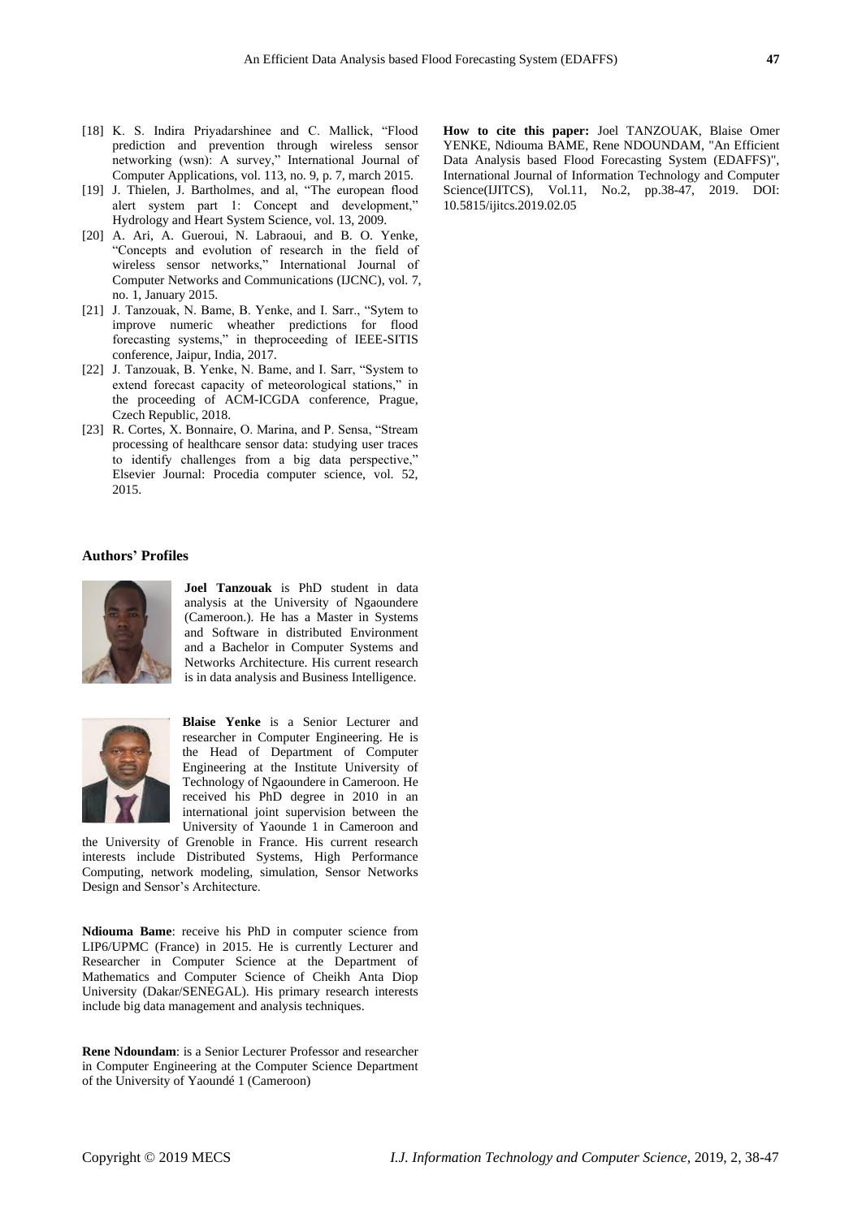[18] K. S. Indira Priyadarshinee and C. Mallick, "Flood prediction and prevention through wireless sensor networking (wsn): A survey," International Journal of Computer Applications, vol. 113, no. 9, p. 7, march 2015.

[19] J. Thielen, J. Bartholmes, and al, "The european flood alert system part 1: Concept and development," Hydrology and Heart System Science, vol. 13, 2009.

[20] A. Ari, A. Gueroui, N. Labraoui, and B. O. Yenke, "Concepts and evolution of research in the field of wireless sensor networks," International Journal of Computer Networks and Communications (IJCNC), vol. 7, no. 1, January 2015.

[21] J. Tanzouak, N. Bame, B. Yenke, and I. Sarr., "Sytem to improve numeric wheather predictions for flood forecasting systems," in theproceeding of IEEE-SITIS conference, Jaipur, India, 2017.

[22] J. Tanzouak, B. Yenke, N. Bame, and I. Sarr, "System to extend forecast capacity of meteorological stations," in the proceeding of ACM-ICGDA conference, Prague, Czech Republic, 2018.

[23] R. Cortes, X. Bonnaire, O. Marina, and P. Sensa, "Stream processing of healthcare sensor data: studying user traces to identify challenges from a big data perspective," Elsevier Journal: Procedia computer science, vol. 52, 2015.

## Authors' Profiles

**Joel Tanzouak** is PhD student in data analysis at the University of Ngaoundere (Cameroon.). He has a Master in Systems and Software in distributed Environment and a Bachelor in Computer Systems and Networks Architecture. His current research is in data analysis and Business Intelligence.

**Blaise Yenke** is a Senior Lecturer and researcher in Computer Engineering. He is the Head of Department of Computer Engineering at the Institute University of Technology of Ngaoundere in Cameroon. He received his PhD degree in 2010 in an international joint supervision between the University of Yaounde 1 in Cameroon and the University of Grenoble in France. His current research interests include Distributed Systems, High Performance Computing, network modeling, simulation, Sensor Networks Design and Sensor's Architecture.

**Ndiouma Bame**: receive his PhD in computer science from LIP6/UPMC (France) in 2015. He is currently Lecturer and Researcher in Computer Science at the Department of Mathematics and Computer Science of Cheikh Anta Diop University (Dakar/SENEGAL). His primary research interests include big data management and analysis techniques.

**Rene Ndoundam**: is a Senior Lecturer Professor and researcher in Computer Engineering at the Computer Science Department of the University of Yaoundé 1 (Cameroon)

**How to cite this paper:** Joel TANZOUAK, Blaise Omer YENKE, Ndiouma BAME, Rene NDOUNDAM, "An Efficient Data Analysis based Flood Forecasting System (EDAFFS)", International Journal of Information Technology and Computer Science(IJITCS), Vol.11, No.2, pp.38-47, 2019. DOI: 10.5815/ijitcs.2019.02.05